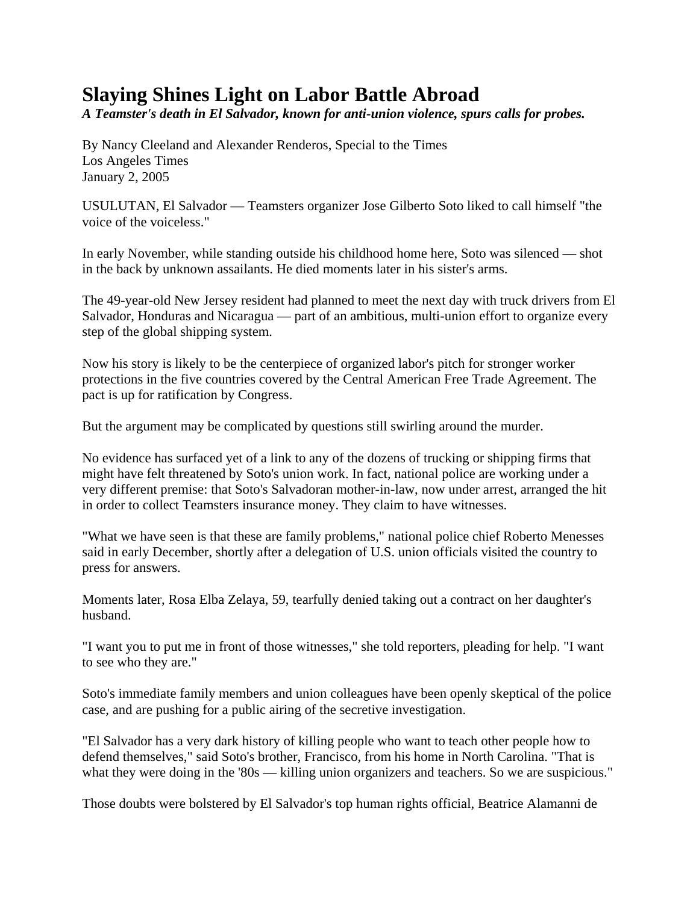# Slaying Shines Light on Labor Battle Abroad

***A Teamster's death in El Salvador, known for anti-union violence, spurs calls for probes.***

By Nancy Cleeland and Alexander Renderos, Special to the Times
Los Angeles Times
January 2, 2005

USULUTAN, El Salvador — Teamsters organizer Jose Gilberto Soto liked to call himself "the voice of the voiceless."

In early November, while standing outside his childhood home here, Soto was silenced — shot in the back by unknown assailants. He died moments later in his sister's arms.

The 49-year-old New Jersey resident had planned to meet the next day with truck drivers from El Salvador, Honduras and Nicaragua — part of an ambitious, multi-union effort to organize every step of the global shipping system.

Now his story is likely to be the centerpiece of organized labor's pitch for stronger worker protections in the five countries covered by the Central American Free Trade Agreement. The pact is up for ratification by Congress.

But the argument may be complicated by questions still swirling around the murder.

No evidence has surfaced yet of a link to any of the dozens of trucking or shipping firms that might have felt threatened by Soto's union work. In fact, national police are working under a very different premise: that Soto's Salvadoran mother-in-law, now under arrest, arranged the hit in order to collect Teamsters insurance money. They claim to have witnesses.

"What we have seen is that these are family problems," national police chief Roberto Menesses said in early December, shortly after a delegation of U.S. union officials visited the country to press for answers.

Moments later, Rosa Elba Zelaya, 59, tearfully denied taking out a contract on her daughter's husband.

"I want you to put me in front of those witnesses," she told reporters, pleading for help. "I want to see who they are."

Soto's immediate family members and union colleagues have been openly skeptical of the police case, and are pushing for a public airing of the secretive investigation.

"El Salvador has a very dark history of killing people who want to teach other people how to defend themselves," said Soto's brother, Francisco, from his home in North Carolina. "That is what they were doing in the '80s — killing union organizers and teachers. So we are suspicious."

Those doubts were bolstered by El Salvador's top human rights official, Beatrice Alamanni de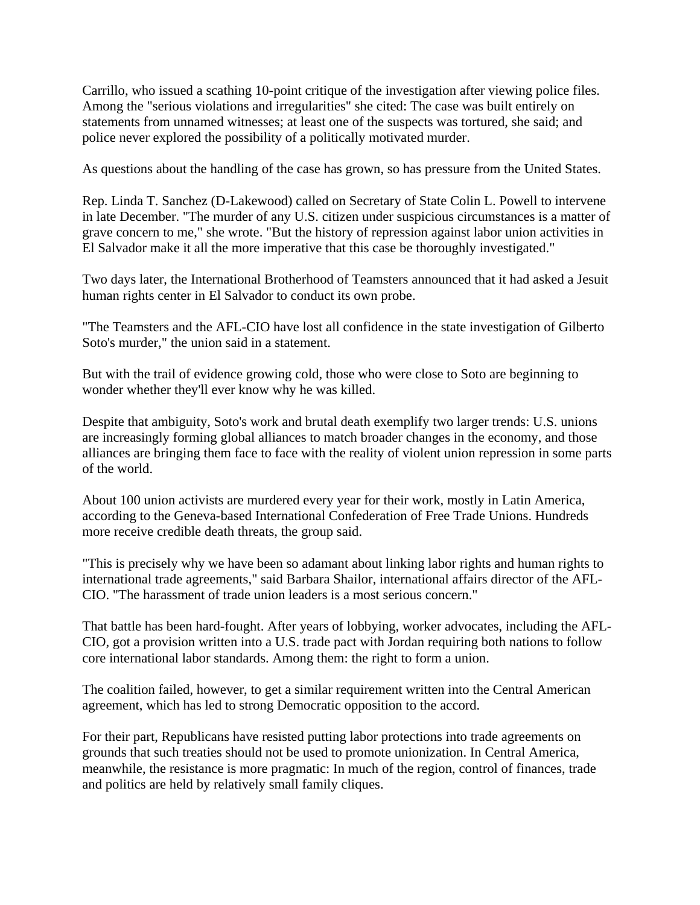Carrillo, who issued a scathing 10-point critique of the investigation after viewing police files. Among the "serious violations and irregularities" she cited: The case was built entirely on statements from unnamed witnesses; at least one of the suspects was tortured, she said; and police never explored the possibility of a politically motivated murder.

As questions about the handling of the case has grown, so has pressure from the United States.

Rep. Linda T. Sanchez (D-Lakewood) called on Secretary of State Colin L. Powell to intervene in late December. "The murder of any U.S. citizen under suspicious circumstances is a matter of grave concern to me," she wrote. "But the history of repression against labor union activities in El Salvador make it all the more imperative that this case be thoroughly investigated."

Two days later, the International Brotherhood of Teamsters announced that it had asked a Jesuit human rights center in El Salvador to conduct its own probe.

"The Teamsters and the AFL-CIO have lost all confidence in the state investigation of Gilberto Soto's murder," the union said in a statement.

But with the trail of evidence growing cold, those who were close to Soto are beginning to wonder whether they'll ever know why he was killed.

Despite that ambiguity, Soto's work and brutal death exemplify two larger trends: U.S. unions are increasingly forming global alliances to match broader changes in the economy, and those alliances are bringing them face to face with the reality of violent union repression in some parts of the world.

About 100 union activists are murdered every year for their work, mostly in Latin America, according to the Geneva-based International Confederation of Free Trade Unions. Hundreds more receive credible death threats, the group said.

"This is precisely why we have been so adamant about linking labor rights and human rights to international trade agreements," said Barbara Shailor, international affairs director of the AFL-CIO. "The harassment of trade union leaders is a most serious concern."

That battle has been hard-fought. After years of lobbying, worker advocates, including the AFL-CIO, got a provision written into a U.S. trade pact with Jordan requiring both nations to follow core international labor standards. Among them: the right to form a union.

The coalition failed, however, to get a similar requirement written into the Central American agreement, which has led to strong Democratic opposition to the accord.

For their part, Republicans have resisted putting labor protections into trade agreements on grounds that such treaties should not be used to promote unionization. In Central America, meanwhile, the resistance is more pragmatic: In much of the region, control of finances, trade and politics are held by relatively small family cliques.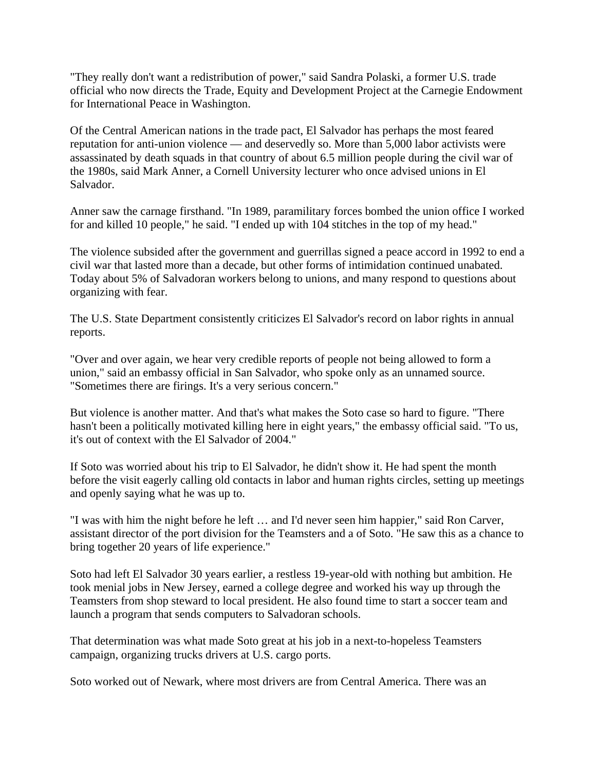"They really don't want a redistribution of power," said Sandra Polaski, a former U.S. trade official who now directs the Trade, Equity and Development Project at the Carnegie Endowment for International Peace in Washington.

Of the Central American nations in the trade pact, El Salvador has perhaps the most feared reputation for anti-union violence — and deservedly so. More than 5,000 labor activists were assassinated by death squads in that country of about 6.5 million people during the civil war of the 1980s, said Mark Anner, a Cornell University lecturer who once advised unions in El Salvador.

Anner saw the carnage firsthand. "In 1989, paramilitary forces bombed the union office I worked for and killed 10 people," he said. "I ended up with 104 stitches in the top of my head."

The violence subsided after the government and guerrillas signed a peace accord in 1992 to end a civil war that lasted more than a decade, but other forms of intimidation continued unabated. Today about 5% of Salvadoran workers belong to unions, and many respond to questions about organizing with fear.

The U.S. State Department consistently criticizes El Salvador's record on labor rights in annual reports.

"Over and over again, we hear very credible reports of people not being allowed to form a union," said an embassy official in San Salvador, who spoke only as an unnamed source. "Sometimes there are firings. It's a very serious concern."

But violence is another matter. And that's what makes the Soto case so hard to figure. "There hasn't been a politically motivated killing here in eight years," the embassy official said. "To us, it's out of context with the El Salvador of 2004."

If Soto was worried about his trip to El Salvador, he didn't show it. He had spent the month before the visit eagerly calling old contacts in labor and human rights circles, setting up meetings and openly saying what he was up to.

"I was with him the night before he left … and I'd never seen him happier," said Ron Carver, assistant director of the port division for the Teamsters and a of Soto. "He saw this as a chance to bring together 20 years of life experience."

Soto had left El Salvador 30 years earlier, a restless 19-year-old with nothing but ambition. He took menial jobs in New Jersey, earned a college degree and worked his way up through the Teamsters from shop steward to local president. He also found time to start a soccer team and launch a program that sends computers to Salvadoran schools.

That determination was what made Soto great at his job in a next-to-hopeless Teamsters campaign, organizing trucks drivers at U.S. cargo ports.

Soto worked out of Newark, where most drivers are from Central America. There was an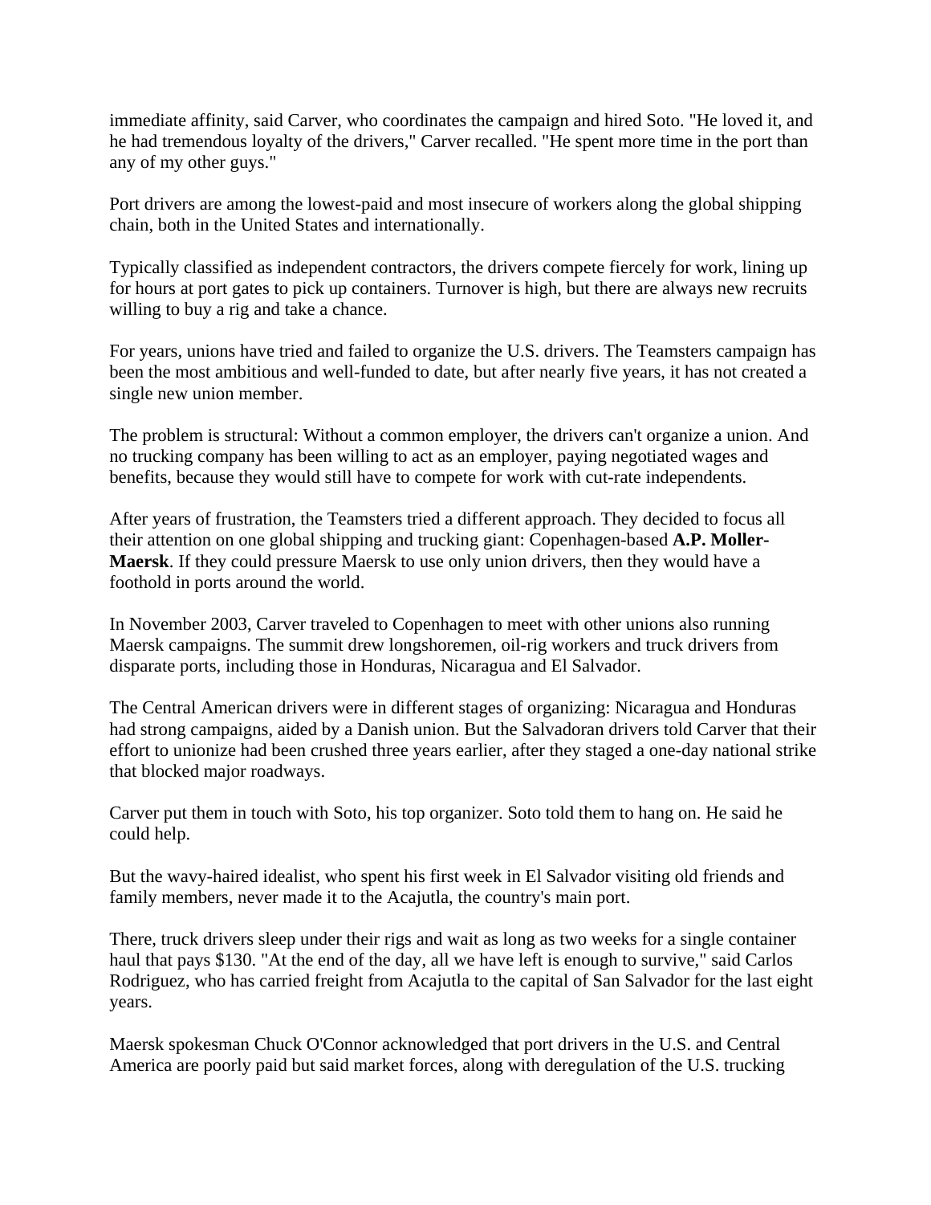immediate affinity, said Carver, who coordinates the campaign and hired Soto. "He loved it, and he had tremendous loyalty of the drivers," Carver recalled. "He spent more time in the port than any of my other guys."

Port drivers are among the lowest-paid and most insecure of workers along the global shipping chain, both in the United States and internationally.

Typically classified as independent contractors, the drivers compete fiercely for work, lining up for hours at port gates to pick up containers. Turnover is high, but there are always new recruits willing to buy a rig and take a chance.

For years, unions have tried and failed to organize the U.S. drivers. The Teamsters campaign has been the most ambitious and well-funded to date, but after nearly five years, it has not created a single new union member.

The problem is structural: Without a common employer, the drivers can't organize a union. And no trucking company has been willing to act as an employer, paying negotiated wages and benefits, because they would still have to compete for work with cut-rate independents.

After years of frustration, the Teamsters tried a different approach. They decided to focus all their attention on one global shipping and trucking giant: Copenhagen-based **A.P. Moller-Maersk**. If they could pressure Maersk to use only union drivers, then they would have a foothold in ports around the world.

In November 2003, Carver traveled to Copenhagen to meet with other unions also running Maersk campaigns. The summit drew longshoremen, oil-rig workers and truck drivers from disparate ports, including those in Honduras, Nicaragua and El Salvador.

The Central American drivers were in different stages of organizing: Nicaragua and Honduras had strong campaigns, aided by a Danish union. But the Salvadoran drivers told Carver that their effort to unionize had been crushed three years earlier, after they staged a one-day national strike that blocked major roadways.

Carver put them in touch with Soto, his top organizer. Soto told them to hang on. He said he could help.

But the wavy-haired idealist, who spent his first week in El Salvador visiting old friends and family members, never made it to the Acajutla, the country's main port.

There, truck drivers sleep under their rigs and wait as long as two weeks for a single container haul that pays $130. "At the end of the day, all we have left is enough to survive," said Carlos Rodriguez, who has carried freight from Acajutla to the capital of San Salvador for the last eight years.

Maersk spokesman Chuck O'Connor acknowledged that port drivers in the U.S. and Central America are poorly paid but said market forces, along with deregulation of the U.S. trucking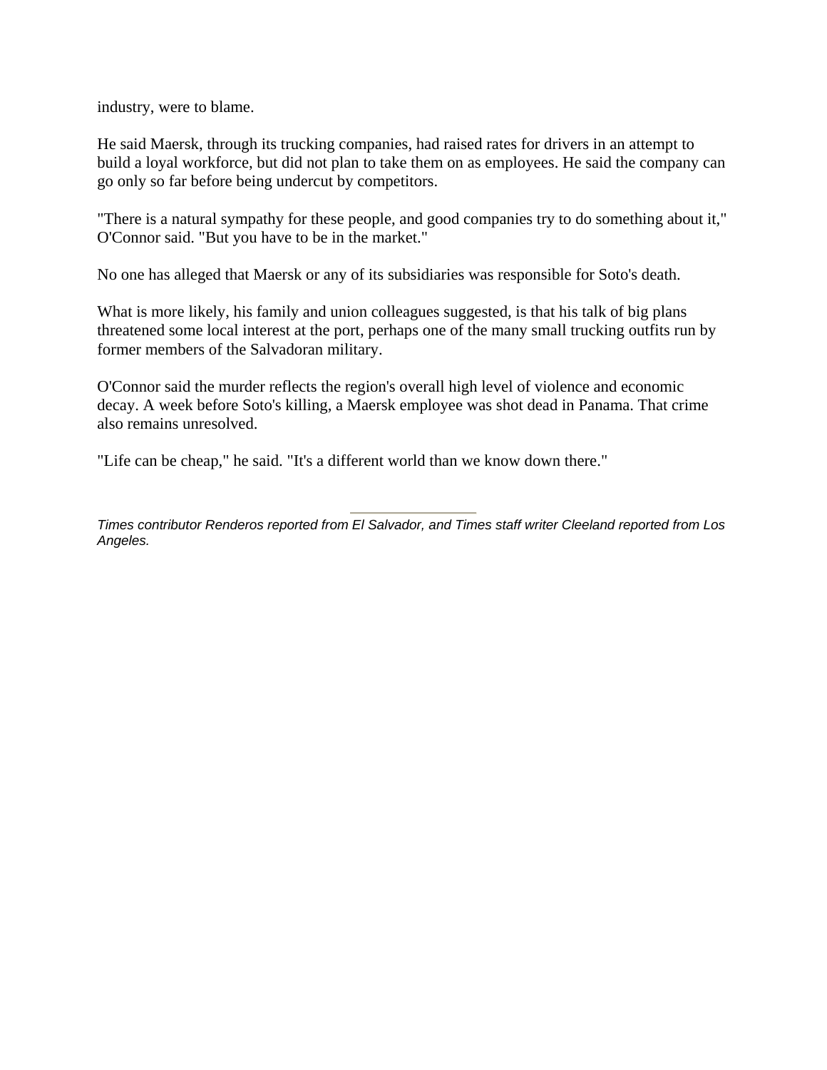industry, were to blame.

He said Maersk, through its trucking companies, had raised rates for drivers in an attempt to build a loyal workforce, but did not plan to take them on as employees. He said the company can go only so far before being undercut by competitors.

"There is a natural sympathy for these people, and good companies try to do something about it," O'Connor said. "But you have to be in the market."

No one has alleged that Maersk or any of its subsidiaries was responsible for Soto's death.

What is more likely, his family and union colleagues suggested, is that his talk of big plans threatened some local interest at the port, perhaps one of the many small trucking outfits run by former members of the Salvadoran military.

O'Connor said the murder reflects the region's overall high level of violence and economic decay. A week before Soto's killing, a Maersk employee was shot dead in Panama. That crime also remains unresolved.

"Life can be cheap," he said. "It's a different world than we know down there."

---

*Times contributor Renderos reported from El Salvador, and Times staff writer Cleeland reported from Los Angeles.*